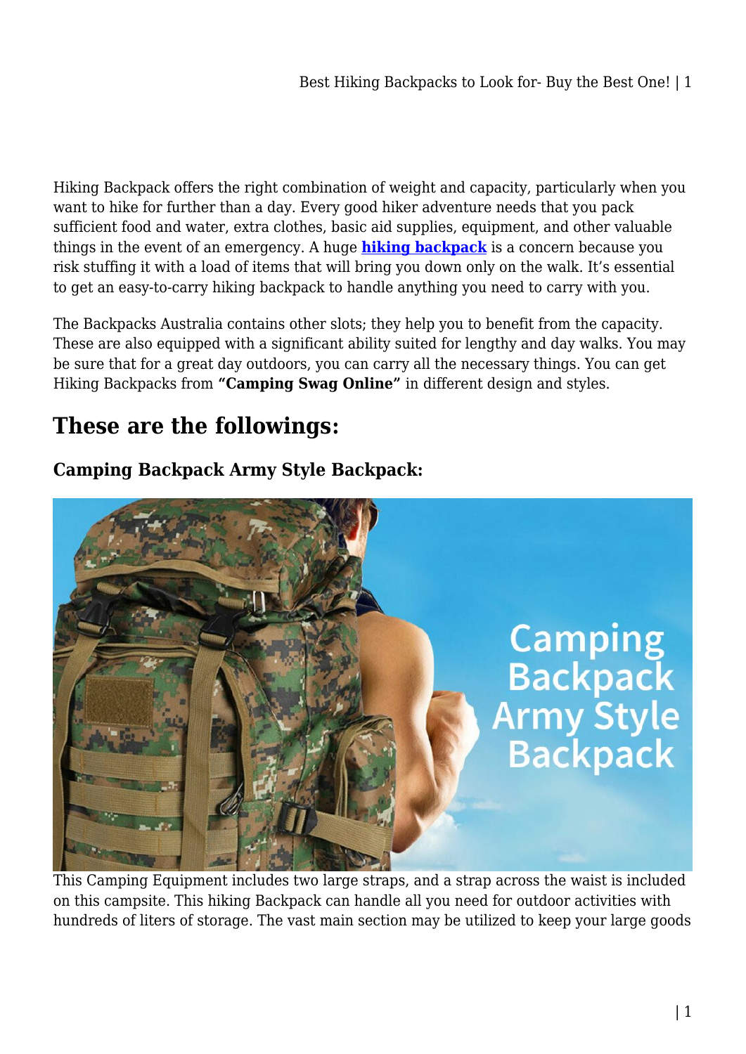Hiking Backpack offers the right combination of weight and capacity, particularly when you want to hike for further than a day. Every good hiker adventure needs that you pack sufficient food and water, extra clothes, basic aid supplies, equipment, and other valuable things in the event of an emergency. A huge **hiking backpack** is a concern because you risk stuffing it with a load of items that will bring you down only on the walk. It's essential to get an easy-to-carry hiking backpack to handle anything you need to carry with you.

The Backpacks Australia contains other slots; they help you to benefit from the capacity. These are also equipped with a significant ability suited for lengthy and day walks. You may be sure that for a great day outdoors, you can carry all the necessary things. You can get Hiking Backpacks from **"Camping Swag Online"** in different design and styles.

## These are the followings:

### Camping Backpack Army Style Backpack:

This Camping Equipment includes two large straps, and a strap across the waist is included on this campsite. This hiking Backpack can handle all you need for outdoor activities with hundreds of liters of storage. The vast main section may be utilized to keep your large goods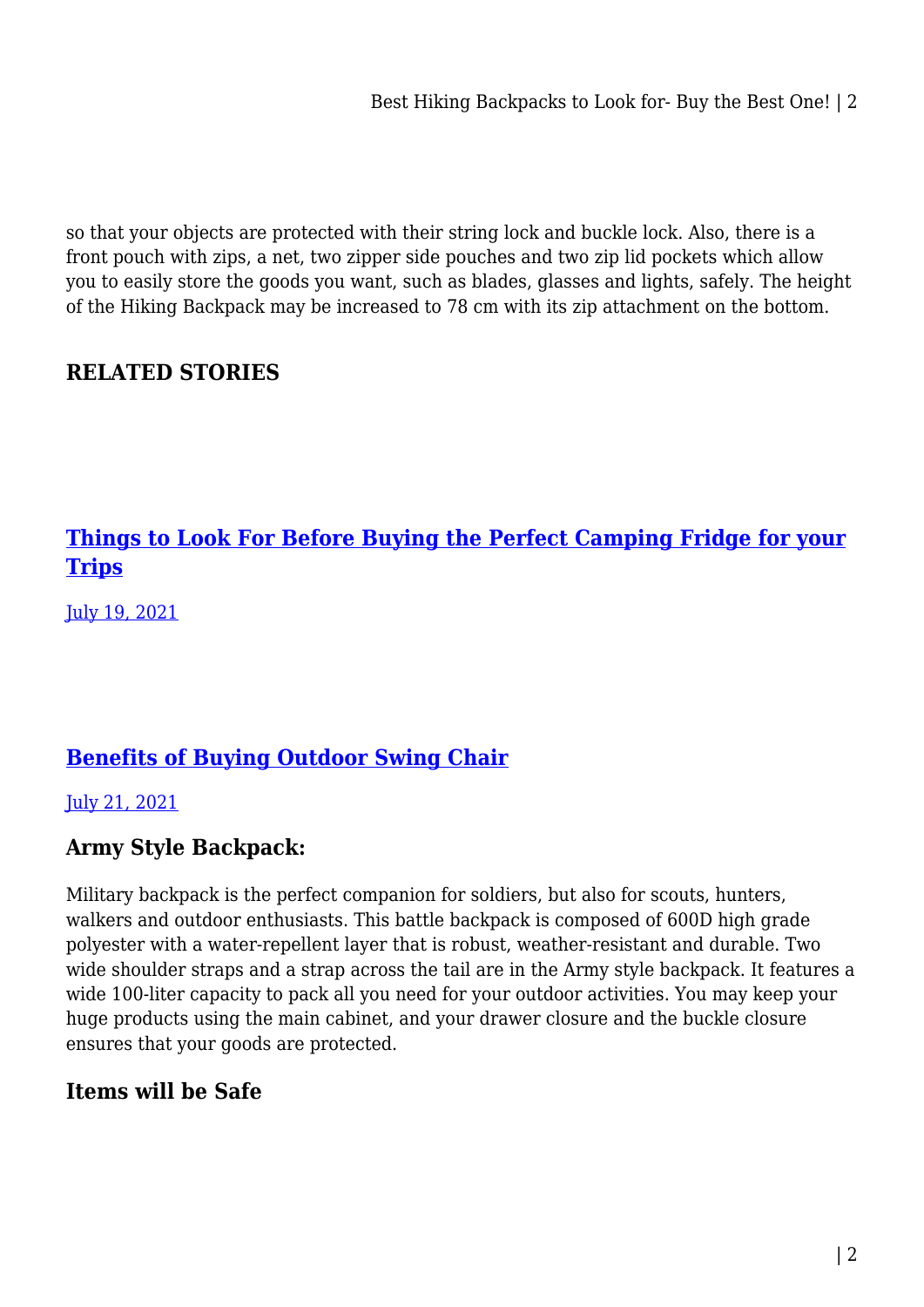so that your objects are protected with their string lock and buckle lock. Also, there is a front pouch with zips, a net, two zipper side pouches and two zip lid pockets which allow you to easily store the goods you want, such as blades, glasses and lights, safely. The height of the Hiking Backpack may be increased to 78 cm with its zip attachment on the bottom.

### RELATED STORIES

### [Things to Look For Before Buying the Perfect Camping Fridge for your Trips]()

[July 19, 2021]()

### [Benefits of Buying Outdoor Swing Chair]()

[July 21, 2021]()

### Army Style Backpack:

Military backpack is the perfect companion for soldiers, but also for scouts, hunters, walkers and outdoor enthusiasts. This battle backpack is composed of 600D high grade polyester with a water-repellent layer that is robust, weather-resistant and durable. Two wide shoulder straps and a strap across the tail are in the Army style backpack. It features a wide 100-liter capacity to pack all you need for your outdoor activities. You may keep your huge products using the main cabinet, and your drawer closure and the buckle closure ensures that your goods are protected.

### Items will be Safe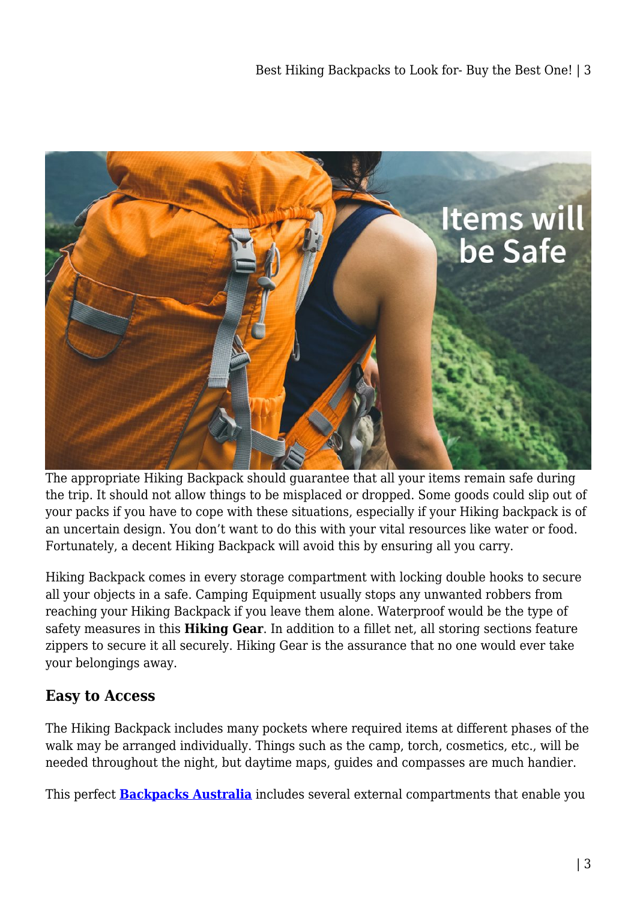The appropriate Hiking Backpack should guarantee that all your items remain safe during the trip. It should not allow things to be misplaced or dropped. Some goods could slip out of your packs if you have to cope with these situations, especially if your Hiking backpack is of an uncertain design. You don't want to do this with your vital resources like water or food. Fortunately, a decent Hiking Backpack will avoid this by ensuring all you carry.

Hiking Backpack comes in every storage compartment with locking double hooks to secure all your objects in a safe. Camping Equipment usually stops any unwanted robbers from reaching your Hiking Backpack if you leave them alone. Waterproof would be the type of safety measures in this **Hiking Gear**. In addition to a fillet net, all storing sections feature zippers to secure it all securely. Hiking Gear is the assurance that no one would ever take your belongings away.

### Easy to Access

The Hiking Backpack includes many pockets where required items at different phases of the walk may be arranged individually. Things such as the camp, torch, cosmetics, etc., will be needed throughout the night, but daytime maps, guides and compasses are much handier.

This perfect **Backpacks Australia** includes several external compartments that enable you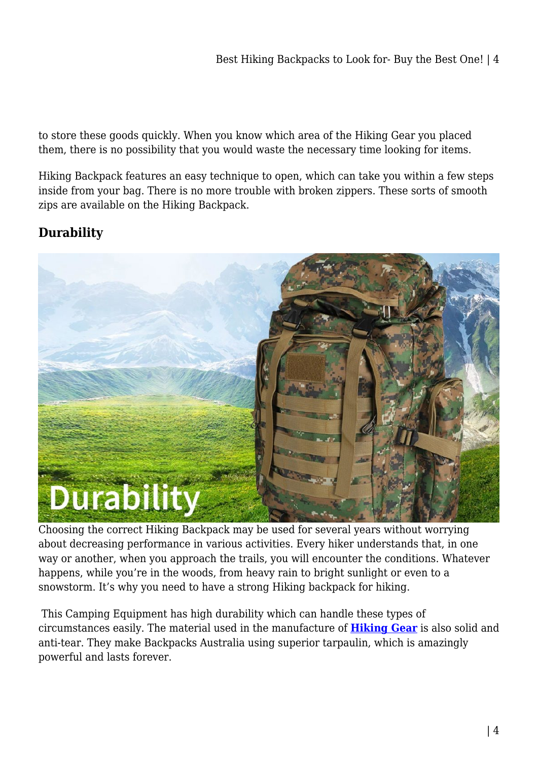to store these goods quickly. When you know which area of the Hiking Gear you placed them, there is no possibility that you would waste the necessary time looking for items.

Hiking Backpack features an easy technique to open, which can take you within a few steps inside from your bag. There is no more trouble with broken zippers. These sorts of smooth zips are available on the Hiking Backpack.

### Durability

Choosing the correct Hiking Backpack may be used for several years without worrying about decreasing performance in various activities. Every hiker understands that, in one way or another, when you approach the trails, you will encounter the conditions. Whatever happens, while you're in the woods, from heavy rain to bright sunlight or even to a snowstorm. It's why you need to have a strong Hiking backpack for hiking.

This Camping Equipment has high durability which can handle these types of circumstances easily. The material used in the manufacture of **Hiking Gear** is also solid and anti-tear. They make Backpacks Australia using superior tarpaulin, which is amazingly powerful and lasts forever.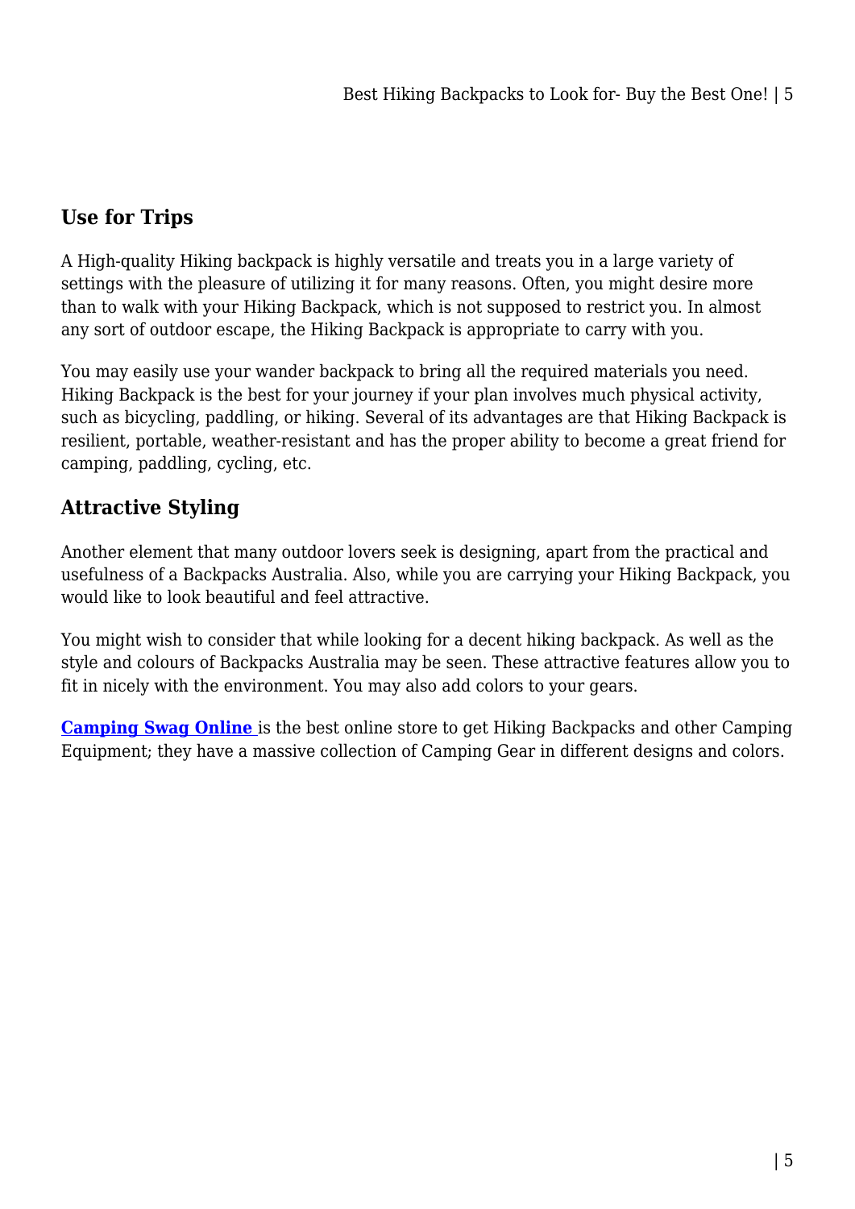## Use for Trips

A High-quality Hiking backpack is highly versatile and treats you in a large variety of settings with the pleasure of utilizing it for many reasons. Often, you might desire more than to walk with your Hiking Backpack, which is not supposed to restrict you. In almost any sort of outdoor escape, the Hiking Backpack is appropriate to carry with you.

You may easily use your wander backpack to bring all the required materials you need. Hiking Backpack is the best for your journey if your plan involves much physical activity, such as bicycling, paddling, or hiking. Several of its advantages are that Hiking Backpack is resilient, portable, weather-resistant and has the proper ability to become a great friend for camping, paddling, cycling, etc.

## Attractive Styling

Another element that many outdoor lovers seek is designing, apart from the practical and usefulness of a Backpacks Australia. Also, while you are carrying your Hiking Backpack, you would like to look beautiful and feel attractive.

You might wish to consider that while looking for a decent hiking backpack. As well as the style and colours of Backpacks Australia may be seen. These attractive features allow you to fit in nicely with the environment. You may also add colors to your gears.

**Camping Swag Online** is the best online store to get Hiking Backpacks and other Camping Equipment; they have a massive collection of Camping Gear in different designs and colors.